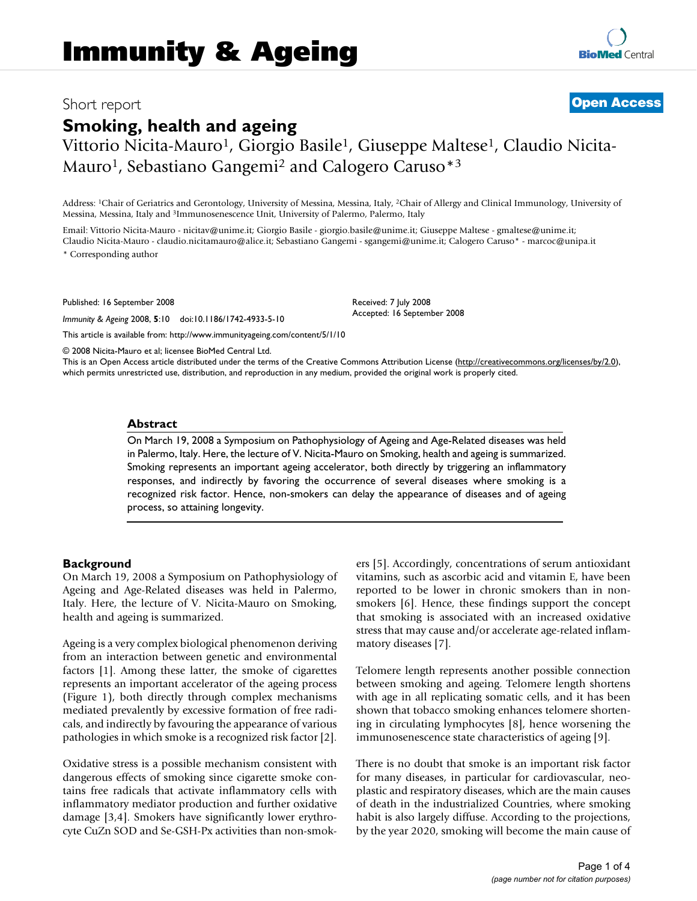# Immunity & Ageing

Short report

**Open Access**

# Smoking, health and ageing

Vittorio Nicita-Mauro[1], Giorgio Basile[1], Giuseppe Maltese[1], Claudio Nicita-Mauro[1], Sebastiano Gangemi[2] and Calogero Caruso*[3]

Address: [1]Chair of Geriatrics and Gerontology, University of Messina, Messina, Italy, [2]Chair of Allergy and Clinical Immunology, University of Messina, Messina, Italy and [3]Immunosenescence Unit, University of Palermo, Palermo, Italy

Email: Vittorio Nicita-Mauro - nicitav@unime.it; Giorgio Basile - giorgio.basile@unime.it; Giuseppe Maltese - gmaltese@unime.it; Claudio Nicita-Mauro - claudio.nicitamauro@alice.it; Sebastiano Gangemi - sgangemi@unime.it; Calogero Caruso* - marcoc@unipa.it

* Corresponding author

Published: 16 September 2008

*Immunity & Ageing* 2008, **5**:10 doi:10.1186/1742-4933-5-10

Received: 7 July 2008
Accepted: 16 September 2008

This article is available from: http://www.immunityageing.com/content/5/1/10

© 2008 Nicita-Mauro et al; licensee BioMed Central Ltd.

This is an Open Access article distributed under the terms of the Creative Commons Attribution License (http://creativecommons.org/licenses/by/2.0), which permits unrestricted use, distribution, and reproduction in any medium, provided the original work is properly cited.

## Abstract

On March 19, 2008 a Symposium on Pathophysiology of Ageing and Age-Related diseases was held in Palermo, Italy. Here, the lecture of V. Nicita-Mauro on Smoking, health and ageing is summarized. Smoking represents an important ageing accelerator, both directly by triggering an inflammatory responses, and indirectly by favoring the occurrence of several diseases where smoking is a recognized risk factor. Hence, non-smokers can delay the appearance of diseases and of ageing process, so attaining longevity.

## Background

On March 19, 2008 a Symposium on Pathophysiology of Ageing and Age-Related diseases was held in Palermo, Italy. Here, the lecture of V. Nicita-Mauro in Smoking, health and ageing is summarized.

Ageing is a very complex biological phenomenon deriving from an interaction between genetic and environmental factors [1]. Among these latter, the smoke of cigarettes represents an important accelerator of the ageing process (Figure 1), both directly through complex mechanisms mediated prevalently by excessive formation of free radicals, and indirectly by favouring the appearance of various pathologies in which smoke is a recognized risk factor [2].

Oxidative stress is a possible mechanism consistent with dangerous effects of smoking since cigarette smoke contains free radicals that activate inflammatory cells with inflammatory mediator production and further oxidative damage [3,4]. Smokers have significantly lower erythrocyte CuZn SOD and Se-GSH-Px activities than non-smokers [5]. Accordingly, concentrations of serum antioxidant vitamins, such as ascorbic acid and vitamin E, have been reported to be lower in chronic smokers than in non-smokers [6]. Hence, these findings support the concept that smoking is associated with an increased oxidative stress that may cause and/or accelerate age-related inflammatory diseases [7].

Telomere length represents another possible connection between smoking and ageing. Telomere length shortens with age in all replicating somatic cells, and it has been shown that tobacco smoking enhances telomere shortening in circulating lymphocytes [8], hence worsening the immunosenescence state characteristics of ageing [9].

There is no doubt that smoke is an important risk factor for many diseases, in particular for cardiovascular, neoplastic and respiratory diseases, which are the main causes of death in the industrialized Countries, where smoking habit is also largely diffuse. According to the projections, by the year 2020, smoking will become the main cause of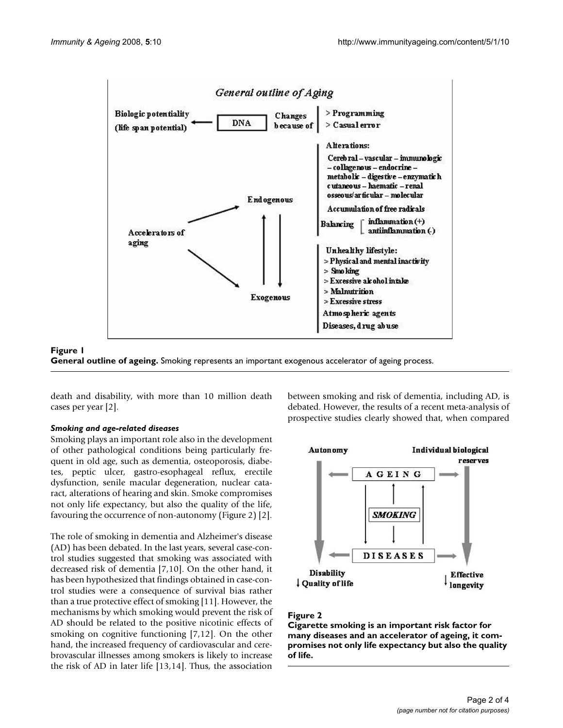**Figure 1**

**General outline of ageing.** Smoking represents an important exogenous accelerator of ageing process.

death and disability, with more than 10 million death cases per year [2].

### *Smoking and age-related diseases*

Smoking plays an important role also in the development of other pathological conditions being particularly frequent in old age, such as dementia, osteoporosis, diabetes, peptic ulcer, gastro-esophageal reflux, erectile dysfunction, senile macular degeneration, nuclear cataract, alterations of hearing and skin. Smoke compromises not only life expectancy, but also the quality of the life, favouring the occurrence of non-autonomy (Figure 2) [2].

The role of smoking in dementia and Alzheimer's disease (AD) has been debated. In the last years, several case-control studies suggested that smoking was associated with decreased risk of dementia [7,10]. On the other hand, it has been hypothesized that findings obtained in case-control studies were a consequence of survival bias rather than a true protective effect of smoking [11]. However, the mechanisms by which smoking would prevent the risk of AD should be related to the positive nicotinic effects of smoking on cognitive functioning [7,12]. On the other hand, the increased frequency of cardiovascular and cerebrovascular illnesses among smokers is likely to increase the risk of AD in later life [13,14]. Thus, the association between smoking and risk of dementia, including AD, is debated. However, the results of a recent meta-analysis of prospective studies clearly showed that, when compared

**Figure 2**

**Cigarette smoking is an important risk factor for many diseases and an accelerator of ageing, it compromises not only life expectancy but also the quality of life.**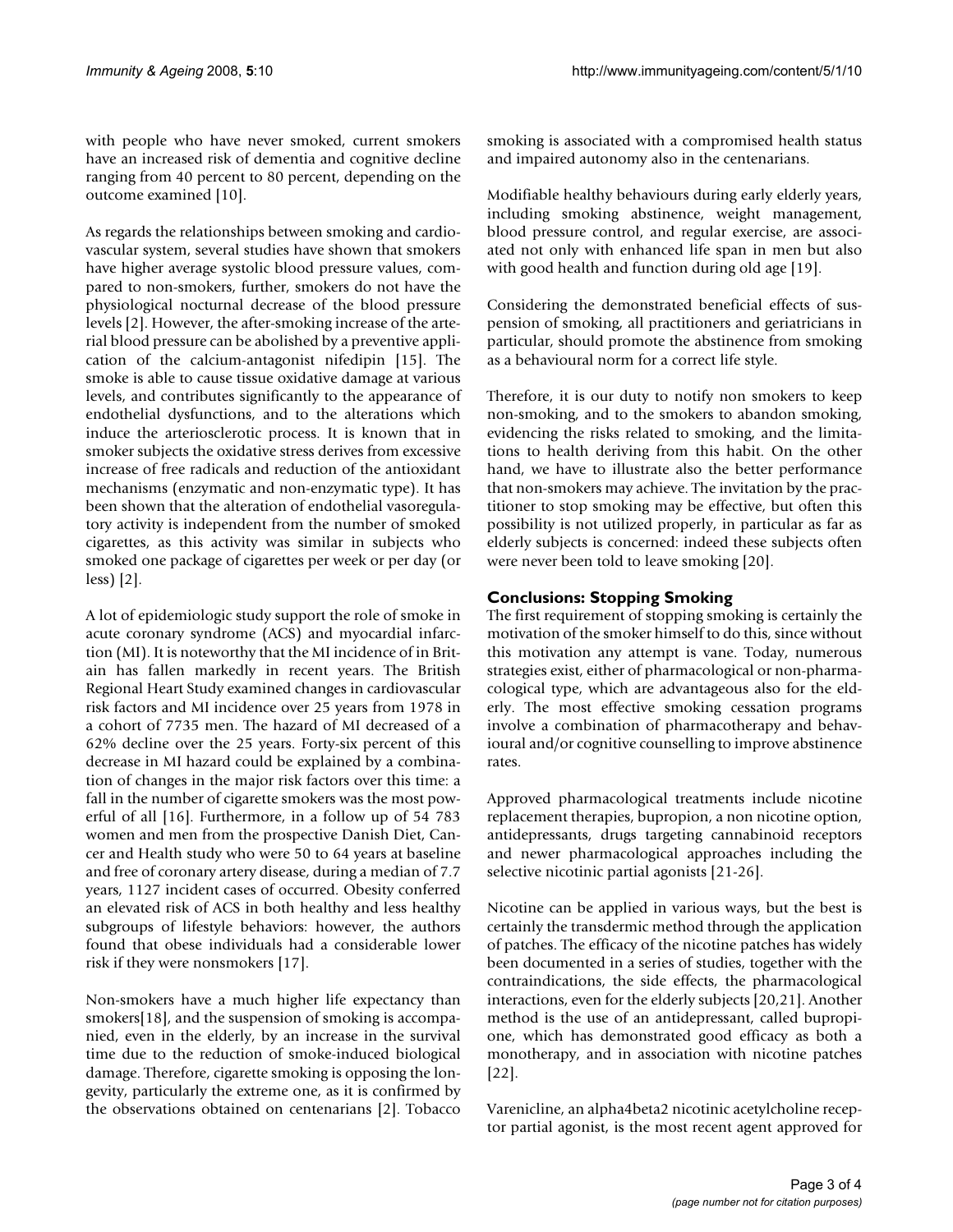with people who have never smoked, current smokers have an increased risk of dementia and cognitive decline ranging from 40 percent to 80 percent, depending on the outcome examined [10].

As regards the relationships between smoking and cardiovascular system, several studies have shown that smokers have higher average systolic blood pressure values, compared to non-smokers, further, smokers do not have the physiological nocturnal decrease of the blood pressure levels [2]. However, the after-smoking increase of the arterial blood pressure can be abolished by a preventive application of the calcium-antagonist nifedipin [15]. The smoke is able to cause tissue oxidative damage at various levels, and contributes significantly to the appearance of endothelial dysfunctions, and to the alterations which induce the arteriosclerotic process. It is known that in smoker subjects the oxidative stress derives from excessive increase of free radicals and reduction of the antioxidant mechanisms (enzymatic and non-enzymatic type). It has been shown that the alteration of endothelial vasoregulatory activity is independent from the number of smoked cigarettes, as this activity was similar in subjects who smoked one package of cigarettes per week or per day (or less) [2].

A lot of epidemiologic study support the role of smoke in acute coronary syndrome (ACS) and myocardial infarction (MI). It is noteworthy that the MI incidence of in Britain has fallen markedly in recent years. The British Regional Heart Study examined changes in cardiovascular risk factors and MI incidence over 25 years from 1978 in a cohort of 7735 men. The hazard of MI decreased of a 62% decline over the 25 years. Forty-six percent of this decrease in MI hazard could be explained by a combination of changes in the major risk factors over this time: a fall in the number of cigarette smokers was the most powerful of all [16]. Furthermore, in a follow up of 54 783 women and men from the prospective Danish Diet, Cancer and Health study who were 50 to 64 years at baseline and free of coronary artery disease, during a median of 7.7 years, 1127 incident cases of occurred. Obesity conferred an elevated risk of ACS in both healthy and less healthy subgroups of lifestyle behaviors: however, the authors found that obese individuals had a considerable lower risk if they were nonsmokers [17].

Non-smokers have a much higher life expectancy than smokers[18], and the suspension of smoking is accompanied, even in the elderly, by an increase in the survival time due to the reduction of smoke-induced biological damage. Therefore, cigarette smoking is opposing the longevity, particularly the extreme one, as it is confirmed by the observations obtained on centenarians [2]. Tobacco smoking is associated with a compromised health status and impaired autonomy also in the centenarians.

Modifiable healthy behaviours during early elderly years, including smoking abstinence, weight management, blood pressure control, and regular exercise, are associated not only with enhanced life span in men but also with good health and function during old age [19].

Considering the demonstrated beneficial effects of suspension of smoking, all practitioners and geriatricians in particular, should promote the abstinence from smoking as a behavioural norm for a correct life style.

Therefore, it is our duty to notify non smokers to keep non-smoking, and to the smokers to abandon smoking, evidencing the risks related to smoking, and the limitations to health deriving from this habit. On the other hand, we have to illustrate also the better performance that non-smokers may achieve. The invitation by the practitioner to stop smoking may be effective, but often this possibility is not utilized properly, in particular as far as elderly subjects is concerned: indeed these subjects often were never been told to leave smoking [20].

## Conclusions: Stopping Smoking

The first requirement of stopping smoking is certainly the motivation of the smoker himself to do this, since without this motivation any attempt is vane. Today, numerous strategies exist, either of pharmacological or non-pharmacological type, which are advantageous also for the elderly. The most effective smoking cessation programs involve a combination of pharmacotherapy and behavioural and/or cognitive counselling to improve abstinence rates.

Approved pharmacological treatments include nicotine replacement therapies, bupropion, a non nicotine option, antidepressants, drugs targeting cannabinoid receptors and newer pharmacological approaches including the selective nicotinic partial agonists [21-26].

Nicotine can be applied in various ways, but the best is certainly the transdermic method through the application of patches. The efficacy of the nicotine patches has widely been documented in a series of studies, together with the contraindications, the side effects, the pharmacological interactions, even for the elderly subjects [20,21]. Another method is the use of an antidepressant, called bupropione, which has demonstrated good efficacy as both a monotherapy, and in association with nicotine patches [22].

Varenicline, an alpha4beta2 nicotinic acetylcholine receptor partial agonist, is the most recent agent approved for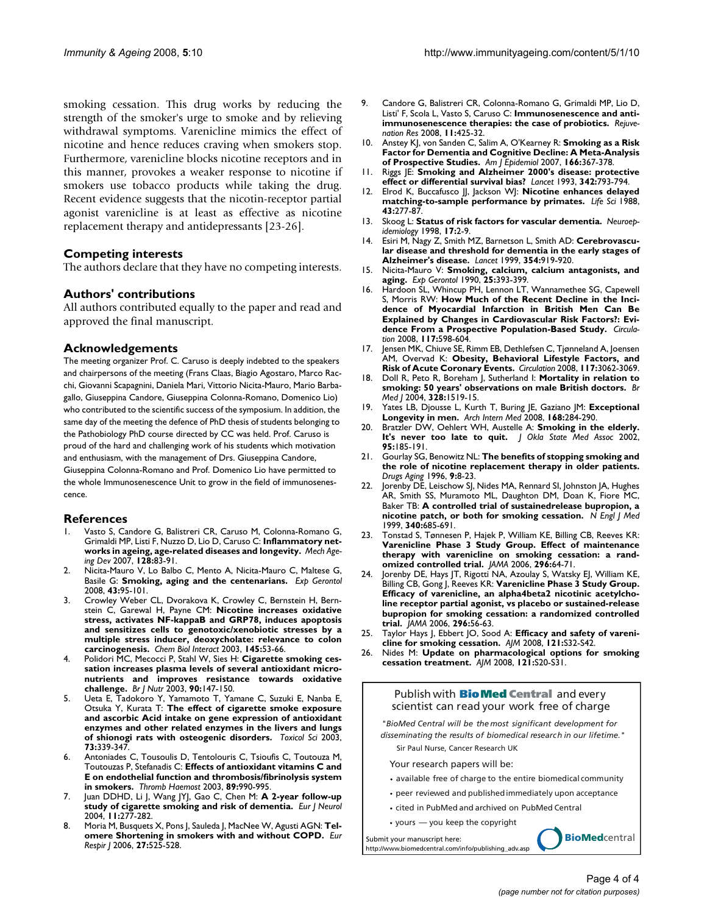smoking cessation. This drug works by reducing the strength of the smoker's urge to smoke and by relieving withdrawal symptoms. Varenicline mimics the effect of nicotine and hence reduces craving when smokers stop. Furthermore, varenicline blocks nicotine receptors and in this manner, provokes a weaker response to nicotine if smokers use tobacco products while taking the drug. Recent evidence suggests that the nicotin-receptor partial agonist varenicline is at least as effective as nicotine replacement therapy and antidepressants [23-26].

## Competing interests

The authors declare that they have no competing interests.

## Authors' contributions

All authors contributed equally to the paper and read and approved the final manuscript.

## Acknowledgements

The meeting organizer Prof. C. Caruso is deeply indebted to the speakers and chairpersons of the meeting (Frans Claas, Biagio Agostaro, Marco Racchi, Giovanni Scapagnini, Daniela Mari, Vittorio Nicita-Mauro, Mario Barbagallo, Giuseppina Candore, Giuseppina Colonna-Romano, Domenico Lio) who contributed to the scientific success of the symposium. In addition, the same day of the meeting the defence of PhD thesis of students belonging to the Pathobiology PhD course directed by CC was held. Prof. Caruso is proud of the hard and challenging work of his students which motivation and enthusiasm, with the management of Drs. Giuseppina Candore, Giuseppina Colonna-Romano and Prof. Domenico Lio have permitted to the whole Immunosenescence Unit to grow in the field of immunosenescence.

## References

1. Vasto S, Candore G, Balistreri CR, Caruso M, Colonna-Romano G, Grimaldi MP, Listi F, Nuzzo D, Lio D, Caruso C: **Inflammatory networks in ageing, age-related diseases and longevity.** *Mech Ageing Dev* 2007, **128:**83-91.
2. Nicita-Mauro V, Lo Balbo C, Mento A, Nicita-Mauro C, Maltese G, Basile G: **Smoking, aging and the centenarians.** *Exp Gerontol* 2008, **43:**95-101.
3. Crowley Weber CL, Dvorakova K, Crowley C, Bernstein H, Bernstein C, Garewal H, Payne CM: **Nicotine increases oxidative stress, activates NF-kappaB and GRP78, induces apoptosis and sensitizes cells to genotoxic/xenobiotic stresses by a multiple stress inducer, deoxycholate: relevance to colon carcinogenesis.** *Chem Biol Interact* 2003, **145:**53-66.
4. Polidori MC, Mecocci P, Stahl W, Sies H: **Cigarette smoking cessation increases plasma levels of several antioxidant micronutrients and improves resistance towards oxidative challenge.** *Br J Nutr* 2003, **90:**147-150.
5. Ueta E, Tadokoro Y, Yamamoto T, Yamane C, Suzuki E, Nanba E, Otsuka Y, Kurata T: **The effect of cigarette smoke exposure and ascorbic Acid intake on gene expression of antioxidant enzymes and other related enzymes in the livers and lungs of shionogi rats with osteogenic disorders.** *Toxicol Sci* 2003, **73:**339-347.
6. Antoniades C, Tousoulis D, Tentolouris C, Tsioufis C, Toutouza M, Toutouzas P, Stefanadis C: **Effects of antioxidant vitamins C and E on endothelial function and thrombosis/fibrinolysis system in smokers.** *Thromb Haemost* 2003, **89:**990-995.
7. Juan DDHD, Li J, Wang JYJ, Gao C, Chen M: **A 2-year follow-up study of cigarette smoking and risk of dementia.** *Eur J Neurol* 2004, **11:**277-282.
8. Moria M, Busquets X, Pons J, Sauleda J, MacNee W, Agusti AGN: **Telomere Shortening in smokers with and without COPD.** *Eur Respir J* 2006, **27:**525-528.
9. Candore G, Balistreri CR, Colonna-Romano G, Grimaldi MP, Lio D, Listi' F, Scola L, Vasto S, Caruso C: **Immunosenescence and anti-immunosenescence therapies: the case of probiotics.** *Rejuvenation Res* 2008, **11:**425-32.
10. Anstey KJ, von Sanden C, Salim A, O'Kearney R: **Smoking as a Risk Factor for Dementia and Cognitive Decline: A Meta-Analysis of Prospective Studies.** *Am J Epidemiol* 2007, **166:**367-378.
11. Riggs JE: **Smoking and Alzheimer 2000's disease: protective effect or differential survival bias?** *Lancet* 1993, **342:**793-794.
12. Elrod K, Buccafusco JJ, Jackson WJ: **Nicotine enhances delayed matching-to-sample performance by primates.** *Life Sci* 1988, **43:**277-87.
13. Skoog L: **Status of risk factors for vascular dementia.** *Neuroepidemiology* 1998, **17:**2-9.
14. Esiri M, Nagy Z, Smith MZ, Barnetson L, Smith AD: **Cerebrovascular disease and threshold for dementia in the early stages of Alzheimer's disease.** *Lancet* 1999, **354:**919-920.
15. Nicita-Mauro V: **Smoking, calcium, calcium antagonists, and aging.** *Exp Gerontol* 1990, **25:**393-399.
16. Hardoon SL, Whincup PH, Lennon LT, Wannamethee SG, Capewell S, Morris RW: **How Much of the Recent Decline in the Incidence of Myocardial Infarction in British Men Can Be Explained by Changes in Cardiovascular Risk Factors?: Evidence From a Prospective Population-Based Study.** *Circulation* 2008, **117:**598-604.
17. Jensen MK, Chiuve SE, Rimm EB, Dethlefsen C, Tjønneland A, Joensen AM, Overvad K: **Obesity, Behavioral Lifestyle Factors, and Risk of Acute Coronary Events.** *Circulation* 2008, **117:**3062-3069.
18. Doll R, Peto R, Boreham J, Sutherland I: **Mortality in relation to smoking: 50 years' observations on male British doctors.** *Br Med J* 2004, **328:**1519-15.
19. Yates LB, Djousse L, Kurth T, Buring JE, Gaziano JM: **Exceptional Longevity in men.** *Arch Intern Med* 2008, **168:**284-290.
20. Bratzler DW, Oehlert WH, Austelle A: **Smoking in the elderly. It's never too late to quit.** *J Okla State Med Assoc* 2002, **95:**185-191.
21. Gourlay SG, Benowitz NL: **The benefits of stopping smoking and the role of nicotine replacement therapy in older patients.** *Drugs Aging* 1996, **9:**8-23.
22. Jorenby DE, Leischow SJ, Nides MA, Rennard SI, Johnston JA, Hughes AR, Smith SS, Muramoto ML, Daughton DM, Doan K, Fiore MC, Baker TB: **A controlled trial of sustainedrelease bupropion, a nicotine patch, or both for smoking cessation.** *N Engl J Med* 1999, **340:**685-691.
23. Tonstad S, Tønnesen P, Hajek P, William KE, Billing CB, Reeves KR: **Varenicline Phase 3 Study Group. Effect of maintenance therapy with varenicline on smoking cessation: a randomized controlled trial.** *JAMA* 2006, **296:**64-71.
24. Jorenby DE, Hays JT, Rigotti NA, Azoulay S, Watsky EJ, William KE, Billing CB, Gong J, Reeves KR: **Varenicline Phase 3 Study Group. Efficacy of varenicline, an alpha4beta2 nicotinic acetylcholine receptor partial agonist, vs placebo or sustained-release bupropion for smoking cessation: a randomized controlled trial.** *JAMA* 2006, **296:**56-63.
25. Taylor Hays J, Ebbert JO, Sood A: **Efficacy and safety of varenicline for smoking cessation.** *AJM* 2008, **121:**S32-S42.
26. Nides M: **Update on pharmacological options for smoking cessation treatment.** *AJM* 2008, **121:**S20-S31.

Publish with **BioMed Central** and every scientist can read your work free of charge

*"BioMed Central will be the most significant development for disseminating the results of biomedical research in our lifetime."*
Sir Paul Nurse, Cancer Research UK

Your research papers will be:

- available free of charge to the entire biomedical community
- peer reviewed and published immediately upon acceptance
- cited in PubMed and archived on PubMed Central
- yours — you keep the copyright

Submit your manuscript here:
http://www.biomedcentral.com/info/publishing_adv.asp

BioMedcentral